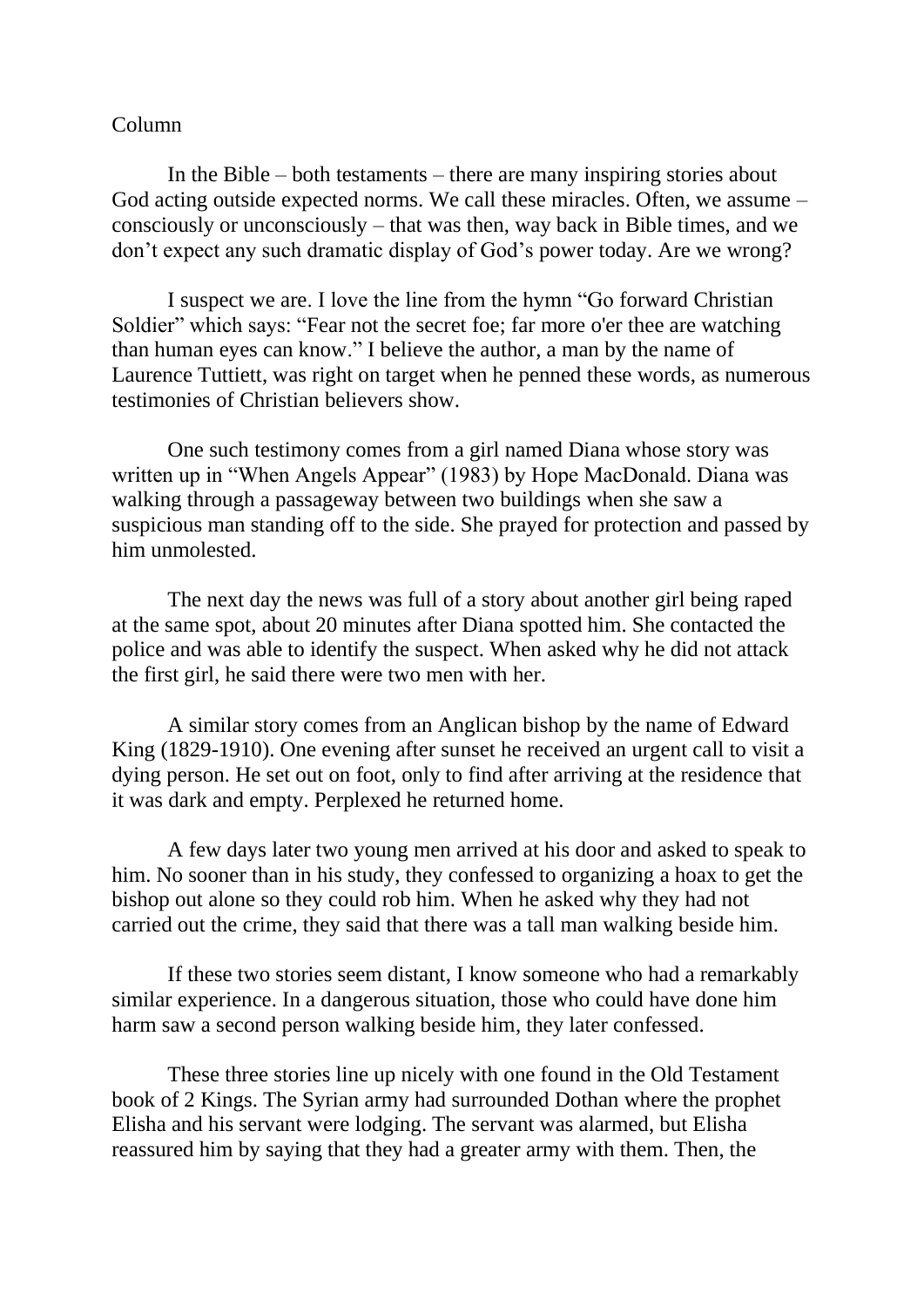Column

In the Bible – both testaments – there are many inspiring stories about God acting outside expected norms. We call these miracles. Often, we assume – consciously or unconsciously – that was then, way back in Bible times, and we don't expect any such dramatic display of God's power today. Are we wrong?

I suspect we are. I love the line from the hymn "Go forward Christian Soldier" which says: "Fear not the secret foe; far more o'er thee are watching than human eyes can know." I believe the author, a man by the name of Laurence Tuttiett, was right on target when he penned these words, as numerous testimonies of Christian believers show.

One such testimony comes from a girl named Diana whose story was written up in "When Angels Appear" (1983) by Hope MacDonald. Diana was walking through a passageway between two buildings when she saw a suspicious man standing off to the side. She prayed for protection and passed by him unmolested.

The next day the news was full of a story about another girl being raped at the same spot, about 20 minutes after Diana spotted him. She contacted the police and was able to identify the suspect. When asked why he did not attack the first girl, he said there were two men with her.

A similar story comes from an Anglican bishop by the name of Edward King (1829-1910). One evening after sunset he received an urgent call to visit a dying person. He set out on foot, only to find after arriving at the residence that it was dark and empty. Perplexed he returned home.

A few days later two young men arrived at his door and asked to speak to him. No sooner than in his study, they confessed to organizing a hoax to get the bishop out alone so they could rob him. When he asked why they had not carried out the crime, they said that there was a tall man walking beside him.

If these two stories seem distant, I know someone who had a remarkably similar experience. In a dangerous situation, those who could have done him harm saw a second person walking beside him, they later confessed.

These three stories line up nicely with one found in the Old Testament book of 2 Kings. The Syrian army had surrounded Dothan where the prophet Elisha and his servant were lodging. The servant was alarmed, but Elisha reassured him by saying that they had a greater army with them. Then, the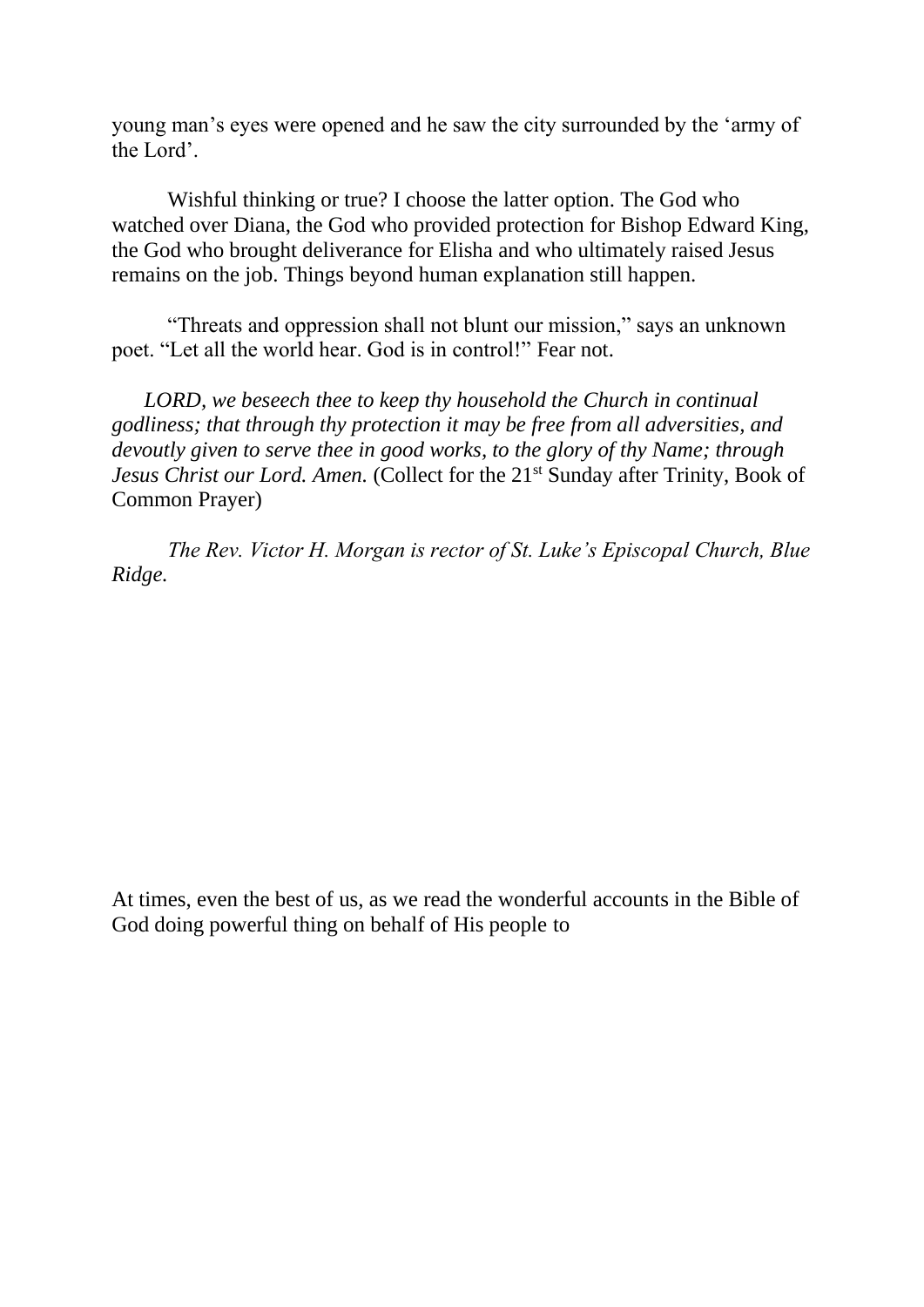young man's eyes were opened and he saw the city surrounded by the 'army of the Lord'.

Wishful thinking or true? I choose the latter option. The God who watched over Diana, the God who provided protection for Bishop Edward King, the God who brought deliverance for Elisha and who ultimately raised Jesus remains on the job. Things beyond human explanation still happen.

"Threats and oppression shall not blunt our mission," says an unknown poet. "Let all the world hear. God is in control!" Fear not.

*LORD, we beseech thee to keep thy household the Church in continual godliness; that through thy protection it may be free from all adversities, and devoutly given to serve thee in good works, to the glory of thy Name; through Jesus Christ our Lord. Amen.* (Collect for the 21st Sunday after Trinity, Book of Common Prayer)

*The Rev. Victor H. Morgan is rector of St. Luke's Episcopal Church, Blue Ridge.*

At times, even the best of us, as we read the wonderful accounts in the Bible of God doing powerful thing on behalf of His people to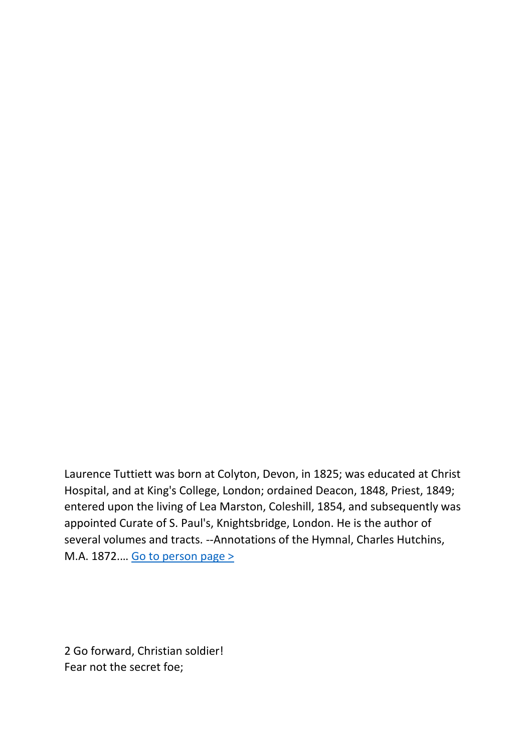Laurence Tuttiett was born at Colyton, Devon, in 1825; was educated at Christ Hospital, and at King's College, London; ordained Deacon, 1848, Priest, 1849; entered upon the living of Lea Marston, Coleshill, 1854, and subsequently was appointed Curate of S. Paul's, Knightsbridge, London. He is the author of several volumes and tracts. --Annotations of the Hymnal, Charles Hutchins, M.A. 1872.... [Go to person page >]

2 Go forward, Christian soldier!
Fear not the secret foe;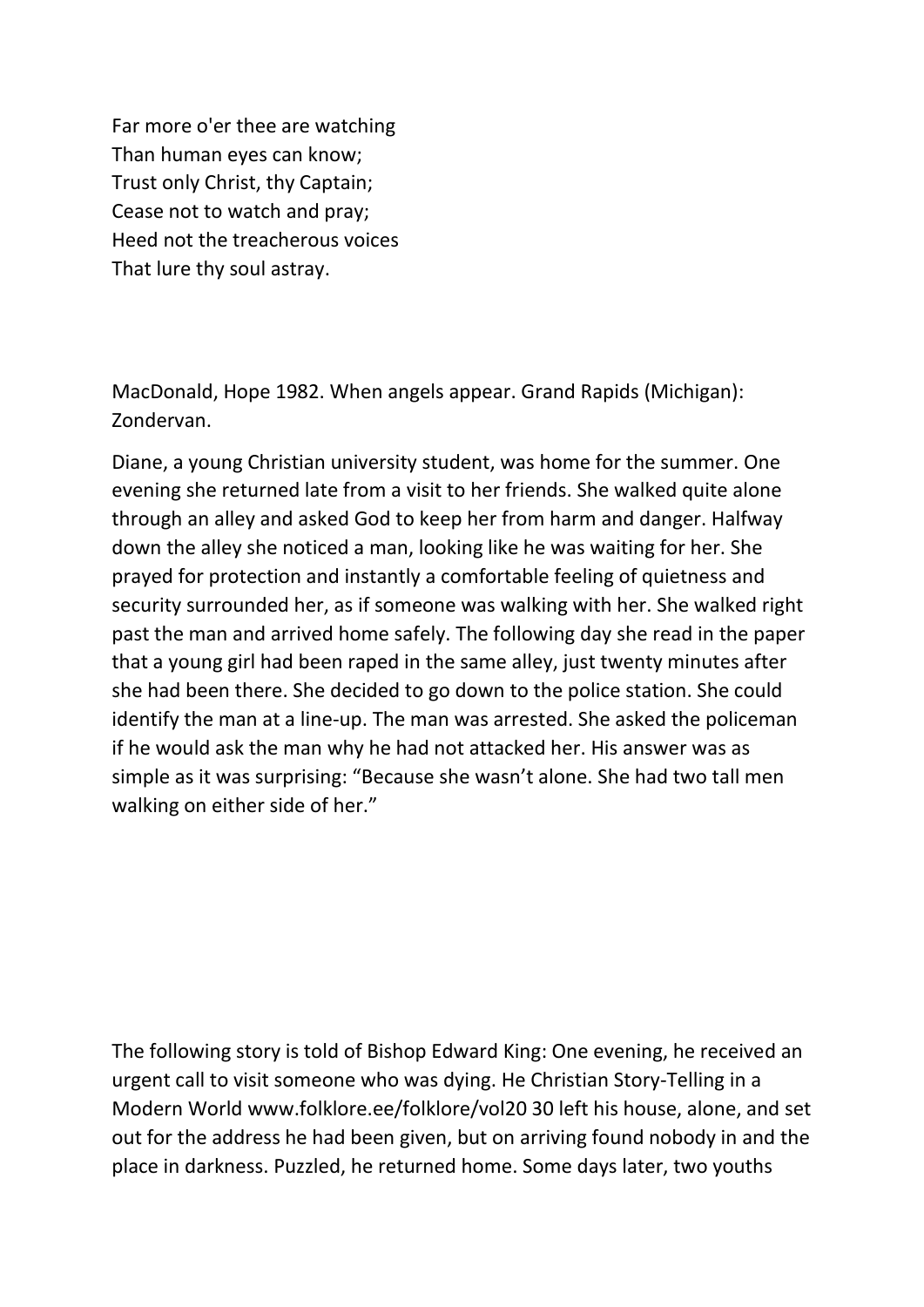Far more o'er thee are watching
Than human eyes can know;
Trust only Christ, thy Captain;
Cease not to watch and pray;
Heed not the treacherous voices
That lure thy soul astray.

MacDonald, Hope 1982. When angels appear. Grand Rapids (Michigan): Zondervan.

Diane, a young Christian university student, was home for the summer. One evening she returned late from a visit to her friends. She walked quite alone through an alley and asked God to keep her from harm and danger. Halfway down the alley she noticed a man, looking like he was waiting for her. She prayed for protection and instantly a comfortable feeling of quietness and security surrounded her, as if someone was walking with her. She walked right past the man and arrived home safely. The following day she read in the paper that a young girl had been raped in the same alley, just twenty minutes after she had been there. She decided to go down to the police station. She could identify the man at a line-up. The man was arrested. She asked the policeman if he would ask the man why he had not attacked her. His answer was as simple as it was surprising: "Because she wasn't alone. She had two tall men walking on either side of her."

The following story is told of Bishop Edward King: One evening, he received an urgent call to visit someone who was dying. He Christian Story-Telling in a Modern World www.folklore.ee/folklore/vol20 30 left his house, alone, and set out for the address he had been given, but on arriving found nobody in and the place in darkness. Puzzled, he returned home. Some days later, two youths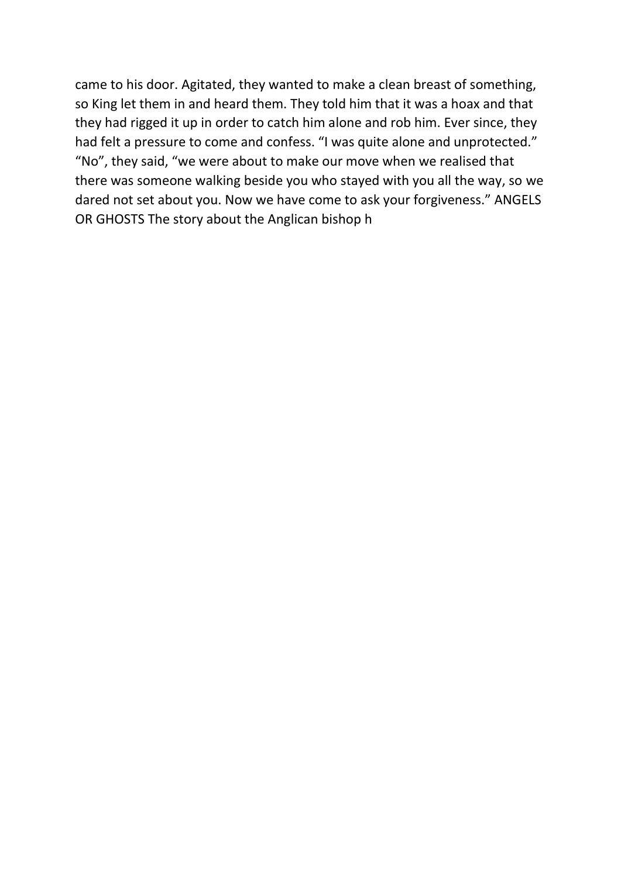came to his door. Agitated, they wanted to make a clean breast of something, so King let them in and heard them. They told him that it was a hoax and that they had rigged it up in order to catch him alone and rob him. Ever since, they had felt a pressure to come and confess. "I was quite alone and unprotected." "No", they said, "we were about to make our move when we realised that there was someone walking beside you who stayed with you all the way, so we dared not set about you. Now we have come to ask your forgiveness." ANGELS OR GHOSTS The story about the Anglican bishop h